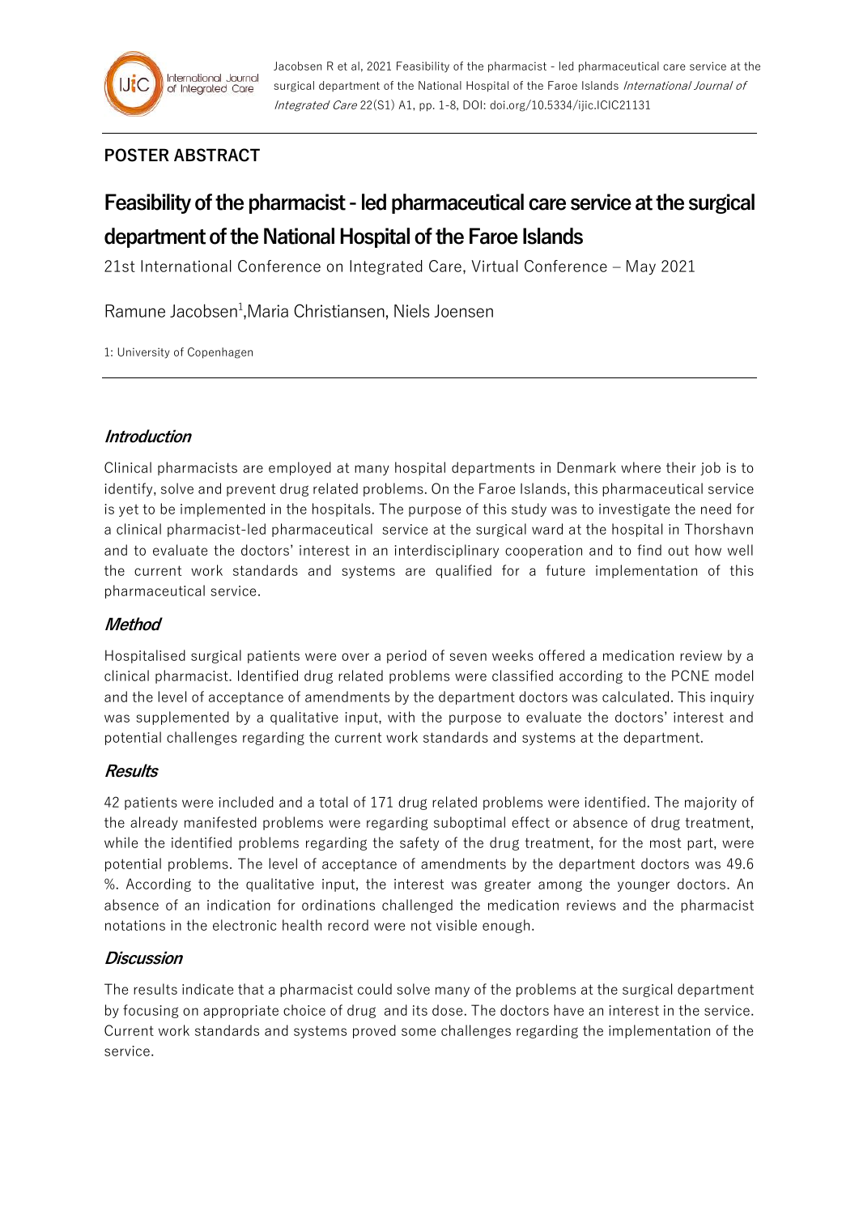Jacobsen R et al, 2021 Feasibility of the pharmacist - led pharmaceutical care service at the surgical department of the National Hospital of the Faroe Islands *International Journal of Integrated Care* 22(S1) A1, pp. 1-8, DOI: doi.org/10.5334/ijic.ICIC21131

## POSTER ABSTRACT

# Feasibility of the pharmacist - led pharmaceutical care service at the surgical department of the National Hospital of the Faroe Islands

21st International Conference on Integrated Care, Virtual Conference – May 2021

Ramune Jacobsen[1],Maria Christiansen, Niels Joensen

1: University of Copenhagen

### *Introduction*

Clinical pharmacists are employed at many hospital departments in Denmark where their job is to identify, solve and prevent drug related problems. On the Faroe Islands, this pharmaceutical service is yet to be implemented in the hospitals. The purpose of this study was to investigate the need for a clinical pharmacist-led pharmaceutical service at the surgical ward at the hospital in Thorshavn and to evaluate the doctors' interest in an interdisciplinary cooperation and to find out how well the current work standards and systems are qualified for a future implementation of this pharmaceutical service.

### *Method*

Hospitalised surgical patients were over a period of seven weeks offered a medication review by a clinical pharmacist. Identified drug related problems were classified according to the PCNE model and the level of acceptance of amendments by the department doctors was calculated. This inquiry was supplemented by a qualitative input, with the purpose to evaluate the doctors' interest and potential challenges regarding the current work standards and systems at the department.

### *Results*

42 patients were included and a total of 171 drug related problems were identified. The majority of the already manifested problems were regarding suboptimal effect or absence of drug treatment, while the identified problems regarding the safety of the drug treatment, for the most part, were potential problems. The level of acceptance of amendments by the department doctors was 49.6 %. According to the qualitative input, the interest was greater among the younger doctors. An absence of an indication for ordinations challenged the medication reviews and the pharmacist notations in the electronic health record were not visible enough.

### *Discussion*

The results indicate that a pharmacist could solve many of the problems at the surgical department by focusing on appropriate choice of drug and its dose. The doctors have an interest in the service. Current work standards and systems proved some challenges regarding the implementation of the service.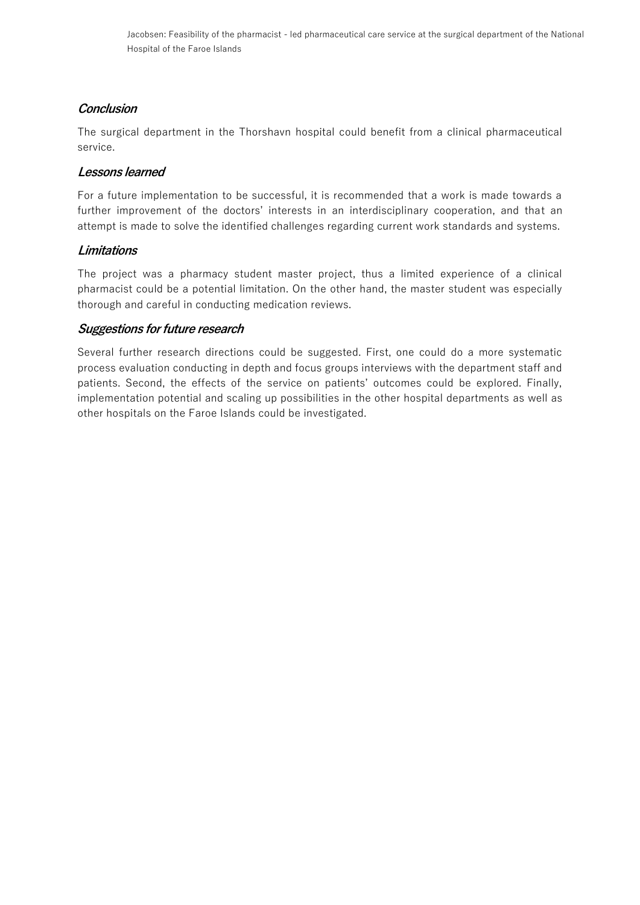### *Conclusion*

The surgical department in the Thorshavn hospital could benefit from a clinical pharmaceutical service.

### *Lessons learned*

For a future implementation to be successful, it is recommended that a work is made towards a further improvement of the doctors' interests in an interdisciplinary cooperation, and that an attempt is made to solve the identified challenges regarding current work standards and systems.

### *Limitations*

The project was a pharmacy student master project, thus a limited experience of a clinical pharmacist could be a potential limitation. On the other hand, the master student was especially thorough and careful in conducting medication reviews.

### *Suggestions for future research*

Several further research directions could be suggested. First, one could do a more systematic process evaluation conducting in depth and focus groups interviews with the department staff and patients. Second, the effects of the service on patients' outcomes could be explored. Finally, implementation potential and scaling up possibilities in the other hospital departments as well as other hospitals on the Faroe Islands could be investigated.